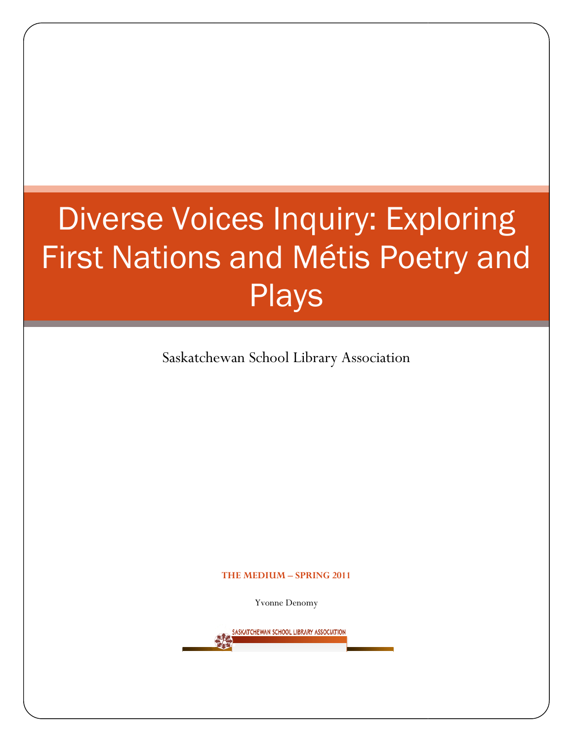# Diverse Voices Inquiry: Exploring First Nations and Métis Poetry and Plays

Saskatchewan School Library Association

**THE MEDIUM – SPRING 2011**

Yvonne Denomy

SASKATCHEWAN SCHOOL LIBRARY ASSOCIATION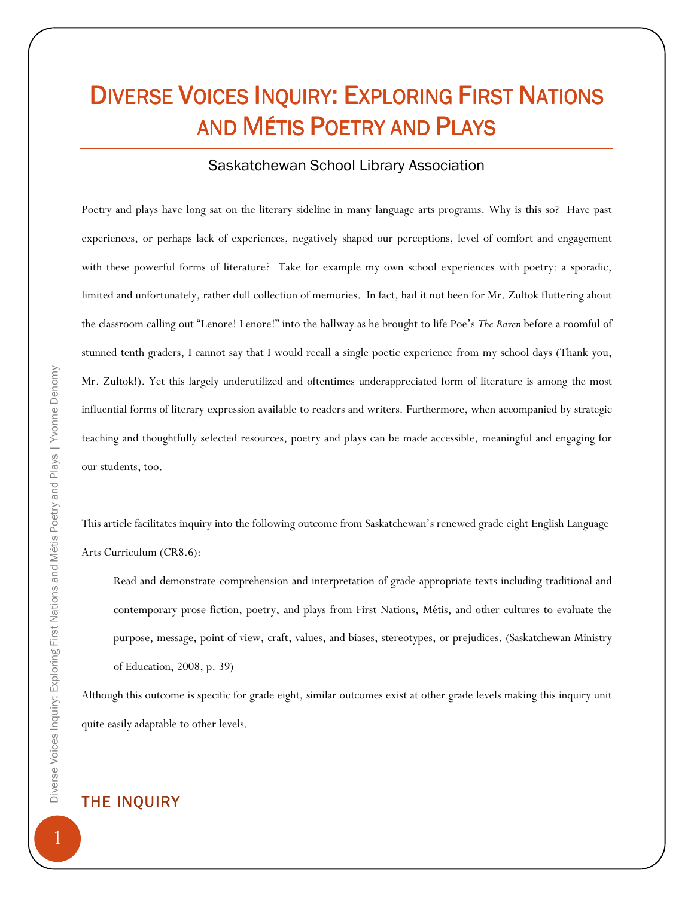# Diverse Voices Inquiry: Exploring First Nations and Métis Poetry and Plays

Saskatchewan School Library Association

Poetry and plays have long sat on the literary sideline in many language arts programs. Why is this so? Have past experiences, or perhaps lack of experiences, negatively shaped our perceptions, level of comfort and engagement with these powerful forms of literature? Take for example my own school experiences with poetry: a sporadic, limited and unfortunately, rather dull collection of memories. In fact, had it not been for Mr. Zultok fluttering about the classroom calling out "Lenore! Lenore!" into the hallway as he brought to life Poe's *The Raven* before a roomful of stunned tenth graders, I cannot say that I would recall a single poetic experience from my school days (Thank you, Mr. Zultok!). Yet this largely underutilized and oftentimes underappreciated form of literature is among the most influential forms of literary expression available to readers and writers. Furthermore, when accompanied by strategic teaching and thoughtfully selected resources, poetry and plays can be made accessible, meaningful and engaging for our students, too.

This article facilitates inquiry into the following outcome from Saskatchewan's renewed grade eight English Language Arts Curriculum (CR8.6):

> Read and demonstrate comprehension and interpretation of grade-appropriate texts including traditional and contemporary prose fiction, poetry, and plays from First Nations, Métis, and other cultures to evaluate the purpose, message, point of view, craft, values, and biases, stereotypes, or prejudices. (Saskatchewan Ministry of Education, 2008, p. 39)

Although this outcome is specific for grade eight, similar outcomes exist at other grade levels making this inquiry unit quite easily adaptable to other levels.

## THE INQUIRY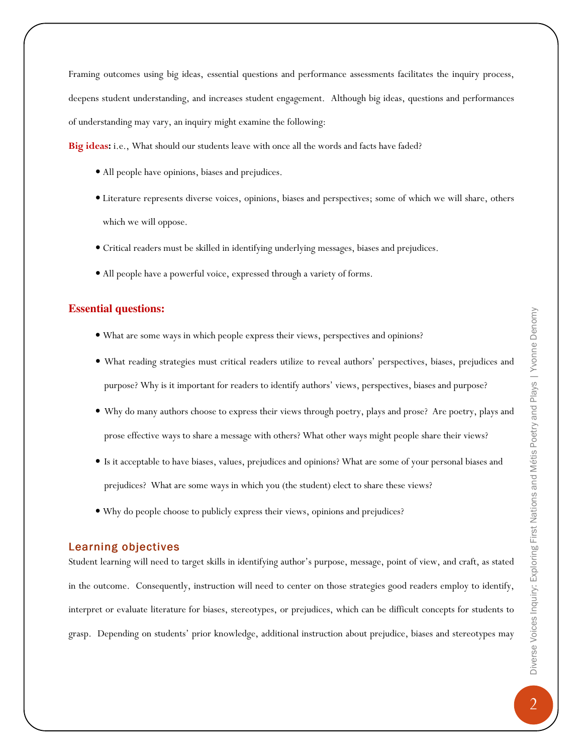Framing outcomes using big ideas, essential questions and performance assessments facilitates the inquiry process, deepens student understanding, and increases student engagement. Although big ideas, questions and performances of understanding may vary, an inquiry might examine the following:

**Big ideas:** i.e., What should our students leave with once all the words and facts have faded?

- All people have opinions, biases and prejudices.
- Literature represents diverse voices, opinions, biases and perspectives; some of which we will share, others which we will oppose.
- Critical readers must be skilled in identifying underlying messages, biases and prejudices.
- All people have a powerful voice, expressed through a variety of forms.

## Essential questions:

- What are some ways in which people express their views, perspectives and opinions?
- What reading strategies must critical readers utilize to reveal authors' perspectives, biases, prejudices and purpose? Why is it important for readers to identify authors' views, perspectives, biases and purpose?
- Why do many authors choose to express their views through poetry, plays and prose? Are poetry, plays and prose effective ways to share a message with others? What other ways might people share their views?
- Is it acceptable to have biases, values, prejudices and opinions? What are some of your personal biases and prejudices? What are some ways in which you (the student) elect to share these views?
- Why do people choose to publicly express their views, opinions and prejudices?

## Learning objectives

Student learning will need to target skills in identifying author's purpose, message, point of view, and craft, as stated in the outcome. Consequently, instruction will need to center on those strategies good readers employ to identify, interpret or evaluate literature for biases, stereotypes, or prejudices, which can be difficult concepts for students to grasp. Depending on students' prior knowledge, additional instruction about prejudice, biases and stereotypes may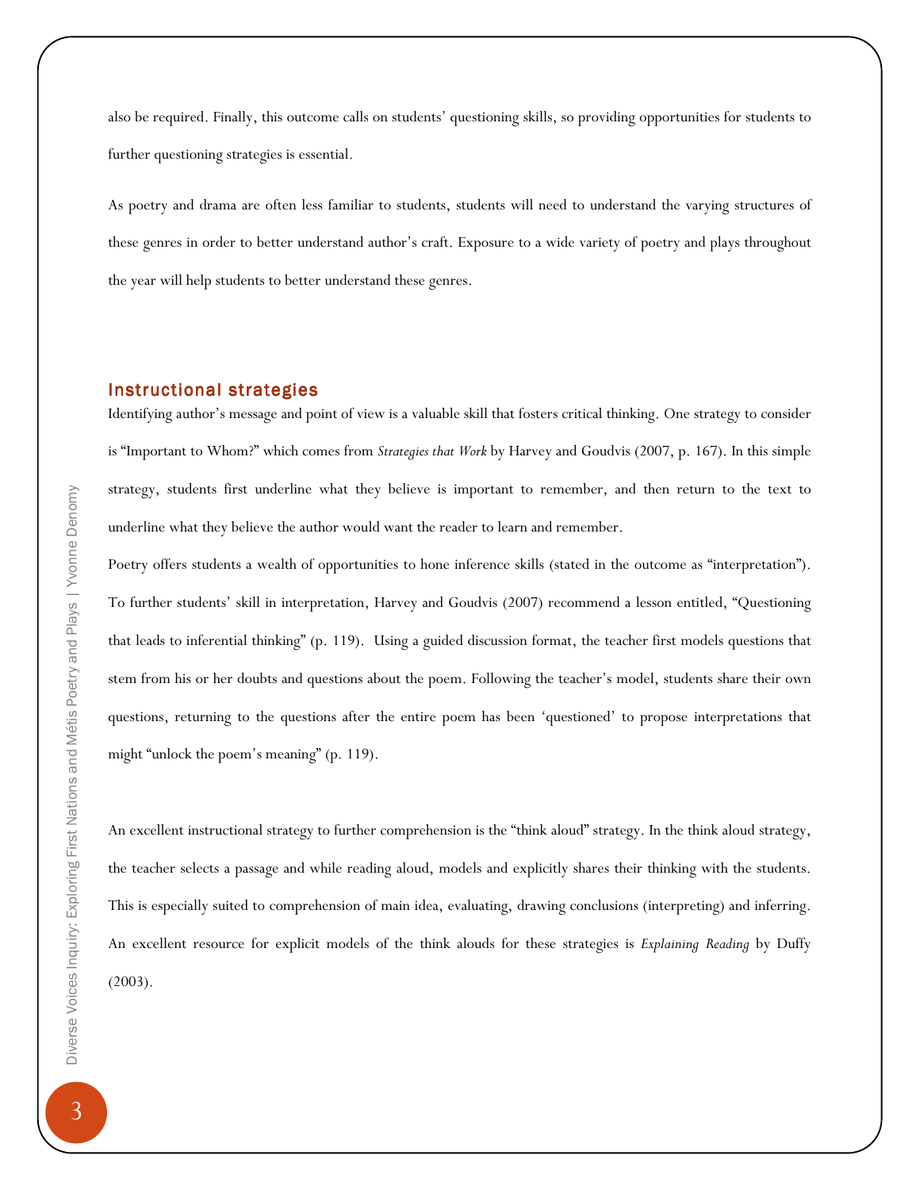also be required. Finally, this outcome calls on students' questioning skills, so providing opportunities for students to further questioning strategies is essential.

As poetry and drama are often less familiar to students, students will need to understand the varying structures of these genres in order to better understand author's craft. Exposure to a wide variety of poetry and plays throughout the year will help students to better understand these genres.

## Instructional strategies

Identifying author's message and point of view is a valuable skill that fosters critical thinking. One strategy to consider is "Important to Whom?" which comes from *Strategies that Work* by Harvey and Goudvis (2007, p. 167). In this simple strategy, students first underline what they believe is important to remember, and then return to the text to underline what they believe the author would want the reader to learn and remember.

Poetry offers students a wealth of opportunities to hone inference skills (stated in the outcome as "interpretation"). To further students' skill in interpretation, Harvey and Goudvis (2007) recommend a lesson entitled, "Questioning that leads to inferential thinking" (p. 119). Using a guided discussion format, the teacher first models questions that stem from his or her doubts and questions about the poem. Following the teacher's model, students share their own questions, returning to the questions after the entire poem has been 'questioned' to propose interpretations that might "unlock the poem's meaning" (p. 119).

An excellent instructional strategy to further comprehension is the "think aloud" strategy. In the think aloud strategy, the teacher selects a passage and while reading aloud, models and explicitly shares their thinking with the students. This is especially suited to comprehension of main idea, evaluating, drawing conclusions (interpreting) and inferring. An excellent resource for explicit models of the think alouds for these strategies is *Explaining Reading* by Duffy (2003).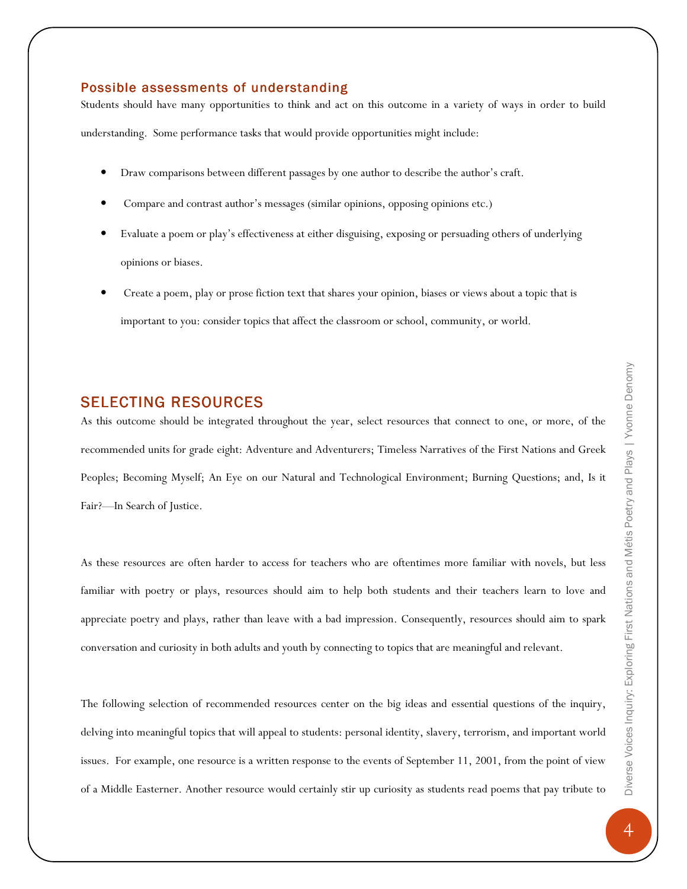### Possible assessments of understanding

Students should have many opportunities to think and act on this outcome in a variety of ways in order to build understanding. Some performance tasks that would provide opportunities might include:

- Draw comparisons between different passages by one author to describe the author's craft.
- Compare and contrast author's messages (similar opinions, opposing opinions etc.)
- Evaluate a poem or play's effectiveness at either disguising, exposing or persuading others of underlying opinions or biases.
- Create a poem, play or prose fiction text that shares your opinion, biases or views about a topic that is important to you: consider topics that affect the classroom or school, community, or world.

## SELECTING RESOURCES

As this outcome should be integrated throughout the year, select resources that connect to one, or more, of the recommended units for grade eight: Adventure and Adventurers; Timeless Narratives of the First Nations and Greek Peoples; Becoming Myself; An Eye on our Natural and Technological Environment; Burning Questions; and, Is it Fair?—In Search of Justice.

As these resources are often harder to access for teachers who are oftentimes more familiar with novels, but less familiar with poetry or plays, resources should aim to help both students and their teachers learn to love and appreciate poetry and plays, rather than leave with a bad impression. Consequently, resources should aim to spark conversation and curiosity in both adults and youth by connecting to topics that are meaningful and relevant.

The following selection of recommended resources center on the big ideas and essential questions of the inquiry, delving into meaningful topics that will appeal to students: personal identity, slavery, terrorism, and important world issues. For example, one resource is a written response to the events of September 11, 2001, from the point of view of a Middle Easterner. Another resource would certainly stir up curiosity as students read poems that pay tribute to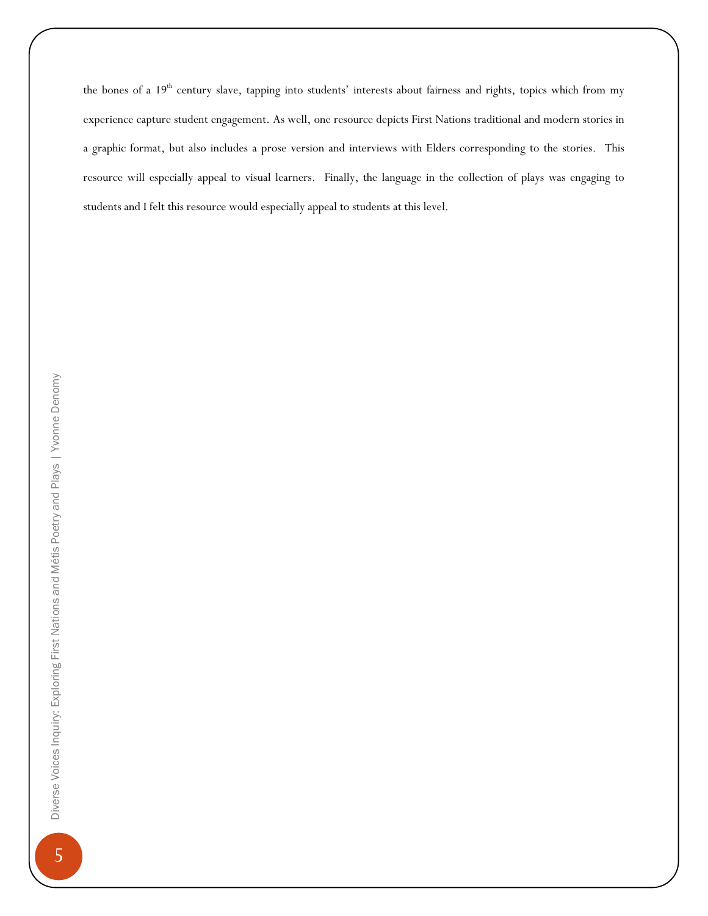the bones of a 19th century slave, tapping into students' interests about fairness and rights, topics which from my experience capture student engagement. As well, one resource depicts First Nations traditional and modern stories in a graphic format, but also includes a prose version and interviews with Elders corresponding to the stories. This resource will especially appeal to visual learners. Finally, the language in the collection of plays was engaging to students and I felt this resource would especially appeal to students at this level.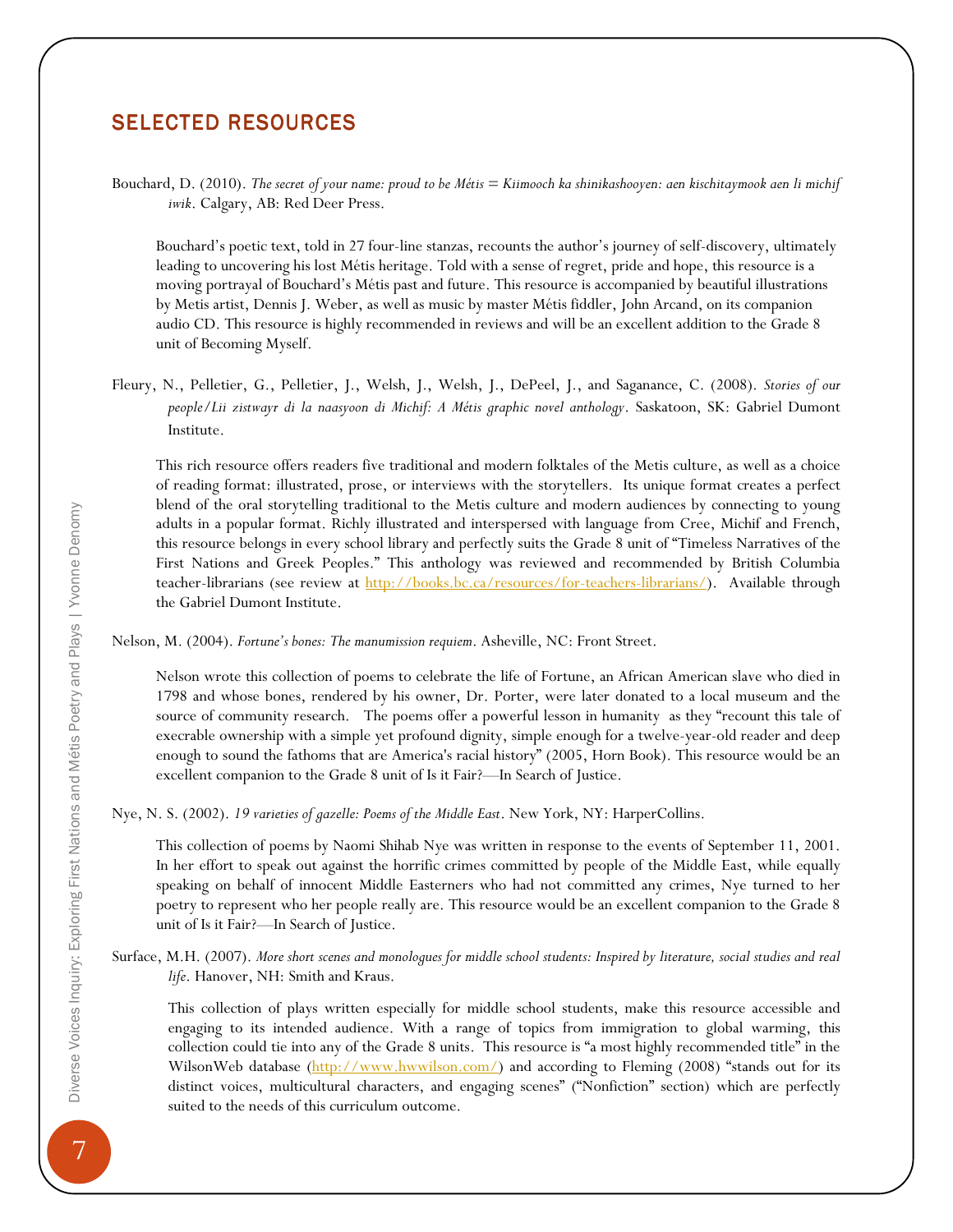## SELECTED RESOURCES

Bouchard, D. (2010). *The secret of your name: proud to be Métis = Kiimooch ka shinikashooyen: aen kischitaymook aen li michif iwik*. Calgary, AB: Red Deer Press.

Bouchard's poetic text, told in 27 four-line stanzas, recounts the author's journey of self-discovery, ultimately leading to uncovering his lost Métis heritage. Told with a sense of regret, pride and hope, this resource is a moving portrayal of Bouchard's Métis past and future. This resource is accompanied by beautiful illustrations by Metis artist, Dennis J. Weber, as well as music by master Métis fiddler, John Arcand, on its companion audio CD. This resource is highly recommended in reviews and will be an excellent addition to the Grade 8 unit of Becoming Myself.

Fleury, N., Pelletier, G., Pelletier, J., Welsh, J., Welsh, J., DePeel, J., and Saganance, C. (2008). *Stories of our people/Lii zistwayr di la naasyoon di Michif: A Métis graphic novel anthology*. Saskatoon, SK: Gabriel Dumont Institute.

This rich resource offers readers five traditional and modern folktales of the Metis culture, as well as a choice of reading format: illustrated, prose, or interviews with the storytellers. Its unique format creates a perfect blend of the oral storytelling traditional to the Metis culture and modern audiences by connecting to young adults in a popular format. Richly illustrated and interspersed with language from Cree, Michif and French, this resource belongs in every school library and perfectly suits the Grade 8 unit of "Timeless Narratives of the First Nations and Greek Peoples." This anthology was reviewed and recommended by British Columbia teacher-librarians (see review at http://books.bc.ca/resources/for-teachers-librarians/). Available through the Gabriel Dumont Institute.

Nelson, M. (2004). *Fortune's bones: The manumission requiem*. Asheville, NC: Front Street.

Nelson wrote this collection of poems to celebrate the life of Fortune, an African American slave who died in 1798 and whose bones, rendered by his owner, Dr. Porter, were later donated to a local museum and the source of community research. The poems offer a powerful lesson in humanity as they "recount this tale of execrable ownership with a simple yet profound dignity, simple enough for a twelve-year-old reader and deep enough to sound the fathoms that are America's racial history" (2005, Horn Book). This resource would be an excellent companion to the Grade 8 unit of Is it Fair?—In Search of Justice.

Nye, N. S. (2002). *19 varieties of gazelle: Poems of the Middle East*. New York, NY: HarperCollins.

This collection of poems by Naomi Shihab Nye was written in response to the events of September 11, 2001. In her effort to speak out against the horrific crimes committed by people of the Middle East, while equally speaking on behalf of innocent Middle Easterners who had not committed any crimes, Nye turned to her poetry to represent who her people really are. This resource would be an excellent companion to the Grade 8 unit of Is it Fair?—In Search of Justice.

Surface, M.H. (2007). *More short scenes and monologues for middle school students: Inspired by literature, social studies and real life*. Hanover, NH: Smith and Kraus.

This collection of plays written especially for middle school students, make this resource accessible and engaging to its intended audience. With a range of topics from immigration to global warming, this collection could tie into any of the Grade 8 units. This resource is "a most highly recommended title" in the WilsonWeb database (http://www.hwwilson.com/) and according to Fleming (2008) "stands out for its distinct voices, multicultural characters, and engaging scenes" ("Nonfiction" section) which are perfectly suited to the needs of this curriculum outcome.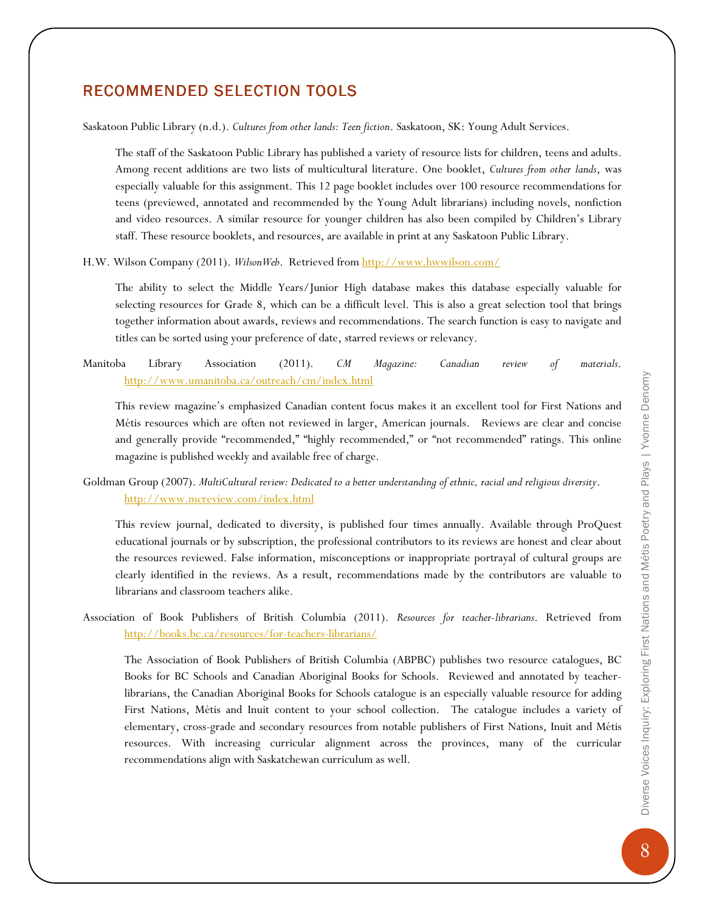## RECOMMENDED SELECTION TOOLS

Saskatoon Public Library (n.d.). *Cultures from other lands: Teen fiction*. Saskatoon, SK: Young Adult Services.

The staff of the Saskatoon Public Library has published a variety of resource lists for children, teens and adults. Among recent additions are two lists of multicultural literature. One booklet, *Cultures from other lands*, was especially valuable for this assignment. This 12 page booklet includes over 100 resource recommendations for teens (previewed, annotated and recommended by the Young Adult librarians) including novels, nonfiction and video resources. A similar resource for younger children has also been compiled by Children's Library staff. These resource booklets, and resources, are available in print at any Saskatoon Public Library.

H.W. Wilson Company (2011). *WilsonWeb*. Retrieved from http://www.hwwilson.com/

The ability to select the Middle Years/Junior High database makes this database especially valuable for selecting resources for Grade 8, which can be a difficult level. This is also a great selection tool that brings together information about awards, reviews and recommendations. The search function is easy to navigate and titles can be sorted using your preference of date, starred reviews or relevancy.

Manitoba Library Association (2011). *CM Magazine: Canadian review of materials*. http://www.umanitoba.ca/outreach/cm/index.html

This review magazine's emphasized Canadian content focus makes it an excellent tool for First Nations and Métis resources which are often not reviewed in larger, American journals. Reviews are clear and concise and generally provide "recommended," "highly recommended," or "not recommended" ratings. This online magazine is published weekly and available free of charge.

Goldman Group (2007). *MultiCultural review: Dedicated to a better understanding of ethnic, racial and religious diversity*. http://www.mcreview.com/index.html

This review journal, dedicated to diversity, is published four times annually. Available through ProQuest educational journals or by subscription, the professional contributors to its reviews are honest and clear about the resources reviewed. False information, misconceptions or inappropriate portrayal of cultural groups are clearly identified in the reviews. As a result, recommendations made by the contributors are valuable to librarians and classroom teachers alike.

Association of Book Publishers of British Columbia (2011). *Resources for teacher-librarians*. Retrieved from http://books.bc.ca/resources/for-teachers-librarians/

The Association of Book Publishers of British Columbia (ABPBC) publishes two resource catalogues, BC Books for BC Schools and Canadian Aboriginal Books for Schools. Reviewed and annotated by teacher-librarians, the Canadian Aboriginal Books for Schools catalogue is an especially valuable resource for adding First Nations, Métis and Inuit content to your school collection. The catalogue includes a variety of elementary, cross-grade and secondary resources from notable publishers of First Nations, Inuit and Métis resources. With increasing curricular alignment across the provinces, many of the curricular recommendations align with Saskatchewan curriculum as well.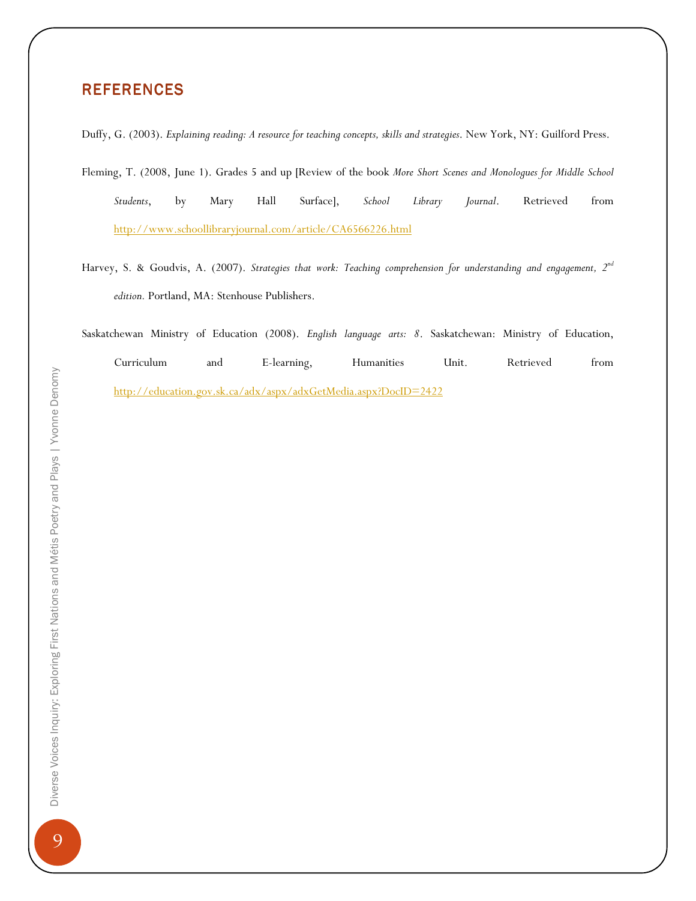## REFERENCES

Duffy, G. (2003). *Explaining reading: A resource for teaching concepts, skills and strategies*. New York, NY: Guilford Press.

Fleming, T. (2008, June 1). Grades 5 and up [Review of the book *More Short Scenes and Monologues for Middle School Students*, by Mary Hall Surface], *School Library Journal*. Retrieved from http://www.schoollibraryjournal.com/article/CA6566226.html

Harvey, S. & Goudvis, A. (2007). *Strategies that work: Teaching comprehension for understanding and engagement, 2nd edition.* Portland, MA: Stenhouse Publishers.

Saskatchewan Ministry of Education (2008). *English language arts: 8*. Saskatchewan: Ministry of Education, Curriculum and E-learning, Humanities Unit. Retrieved from http://education.gov.sk.ca/adx/aspx/adxGetMedia.aspx?DocID=2422